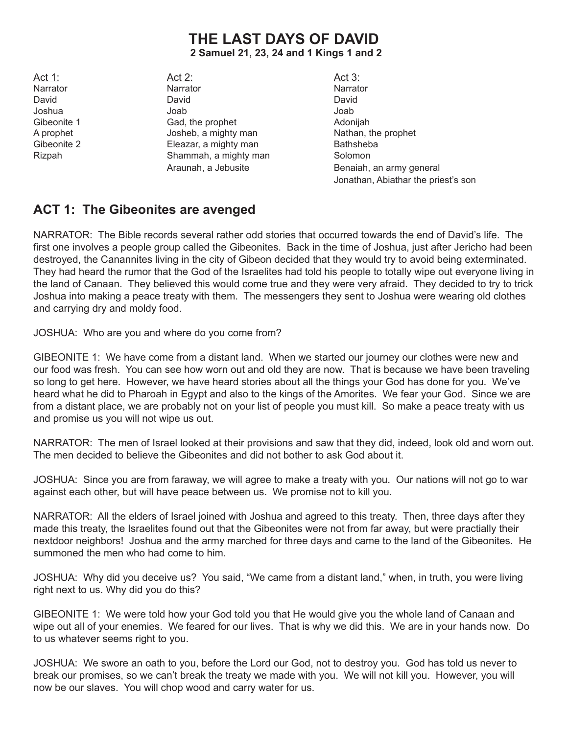# THE LAST DAYS OF DAVID

**2 Samuel 21, 23, 24 and 1 Kings 1 and 2**

<u>Act 1:</u>
Narrator
David
Joshua
Gibeonite 1
A prophet
Gibeonite 2
Rizpah

<u>Act 2:</u>
Narrator
David
Joab
Gad, the prophet
Josheb, a mighty man
Eleazar, a mighty man
Shammah, a mighty man
Araunah, a Jebusite

<u>Act 3:</u>
Narrator
David
Joab
Adonijah
Nathan, the prophet
Bathsheba
Solomon
Benaiah, an army general
Jonathan, Abiathar the priest's son

## ACT 1: The Gibeonites are avenged

NARRATOR: The Bible records several rather odd stories that occurred towards the end of David's life. The first one involves a people group called the Gibeonites. Back in the time of Joshua, just after Jericho had been destroyed, the Canannites living in the city of Gibeon decided that they would try to avoid being exterminated. They had heard the rumor that the God of the Israelites had told his people to totally wipe out everyone living in the land of Canaan. They believed this would come true and they were very afraid. They decided to try to trick Joshua into making a peace treaty with them. The messengers they sent to Joshua were wearing old clothes and carrying dry and moldy food.

JOSHUA: Who are you and where do you come from?

GIBEONITE 1: We have come from a distant land. When we started our journey our clothes were new and our food was fresh. You can see how worn out and old they are now. That is because we have been traveling so long to get here. However, we have heard stories about all the things your God has done for you. We've heard what he did to Pharoah in Egypt and also to the kings of the Amorites. We fear your God. Since we are from a distant place, we are probably not on your list of people you must kill. So make a peace treaty with us and promise us you will not wipe us out.

NARRATOR: The men of Israel looked at their provisions and saw that they did, indeed, look old and worn out. The men decided to believe the Gibeonites and did not bother to ask God about it.

JOSHUA: Since you are from faraway, we will agree to make a treaty with you. Our nations will not go to war against each other, but will have peace between us. We promise not to kill you.

NARRATOR: All the elders of Israel joined with Joshua and agreed to this treaty. Then, three days after they made this treaty, the Israelites found out that the Gibeonites were not from far away, but were practially their nextdoor neighbors! Joshua and the army marched for three days and came to the land of the Gibeonites. He summoned the men who had come to him.

JOSHUA: Why did you deceive us? You said, "We came from a distant land," when, in truth, you were living right next to us. Why did you do this?

GIBEONITE 1: We were told how your God told you that He would give you the whole land of Canaan and wipe out all of your enemies. We feared for our lives. That is why we did this. We are in your hands now. Do to us whatever seems right to you.

JOSHUA: We swore an oath to you, before the Lord our God, not to destroy you. God has told us never to break our promises, so we can't break the treaty we made with you. We will not kill you. However, you will now be our slaves. You will chop wood and carry water for us.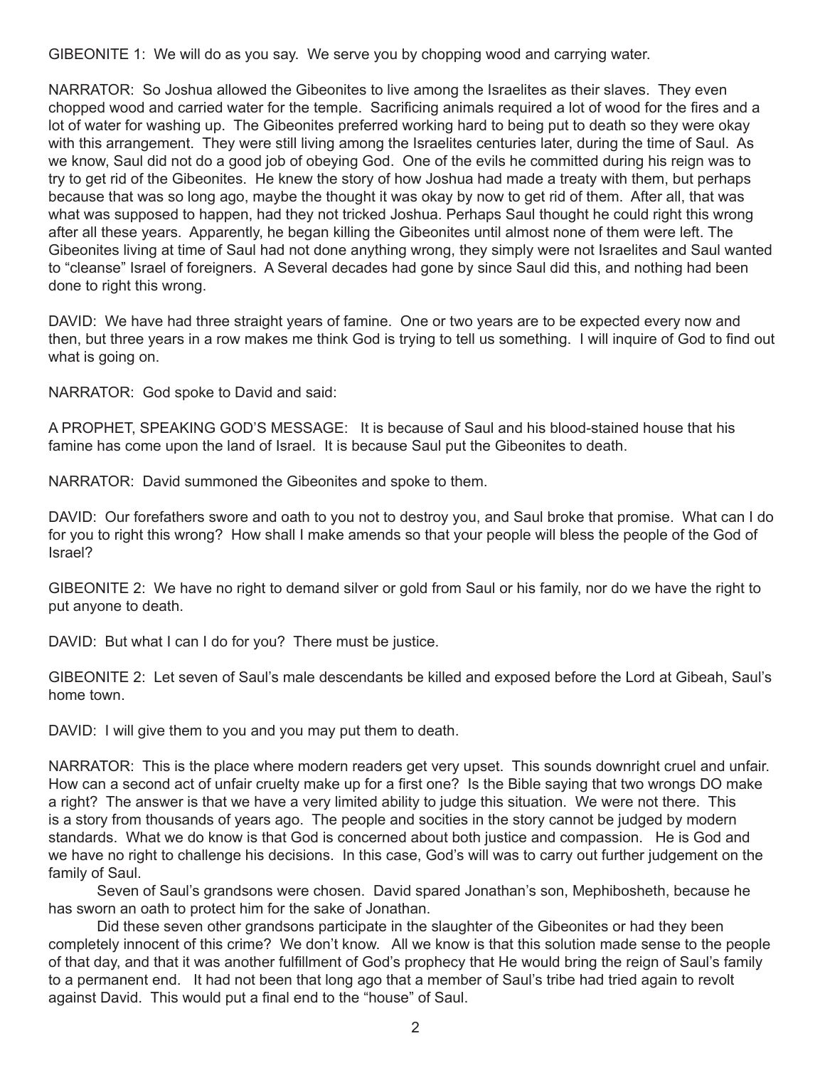GIBEONITE 1: We will do as you say. We serve you by chopping wood and carrying water.

NARRATOR: So Joshua allowed the Gibeonites to live among the Israelites as their slaves. They even chopped wood and carried water for the temple. Sacrificing animals required a lot of wood for the fires and a lot of water for washing up. The Gibeonites preferred working hard to being put to death so they were okay with this arrangement. They were still living among the Israelites centuries later, during the time of Saul. As we know, Saul did not do a good job of obeying God. One of the evils he committed during his reign was to try to get rid of the Gibeonites. He knew the story of how Joshua had made a treaty with them, but perhaps because that was so long ago, maybe the thought it was okay by now to get rid of them. After all, that was what was supposed to happen, had they not tricked Joshua. Perhaps Saul thought he could right this wrong after all these years. Apparently, he began killing the Gibeonites until almost none of them were left. The Gibeonites living at time of Saul had not done anything wrong, they simply were not Israelites and Saul wanted to "cleanse" Israel of foreigners. A Several decades had gone by since Saul did this, and nothing had been done to right this wrong.

DAVID: We have had three straight years of famine. One or two years are to be expected every now and then, but three years in a row makes me think God is trying to tell us something. I will inquire of God to find out what is going on.

NARRATOR: God spoke to David and said:

A PROPHET, SPEAKING GOD'S MESSAGE: It is because of Saul and his blood-stained house that his famine has come upon the land of Israel. It is because Saul put the Gibeonites to death.

NARRATOR: David summoned the Gibeonites and spoke to them.

DAVID: Our forefathers swore and oath to you not to destroy you, and Saul broke that promise. What can I do for you to right this wrong? How shall I make amends so that your people will bless the people of the God of Israel?

GIBEONITE 2: We have no right to demand silver or gold from Saul or his family, nor do we have the right to put anyone to death.

DAVID: But what I can I do for you? There must be justice.

GIBEONITE 2: Let seven of Saul's male descendants be killed and exposed before the Lord at Gibeah, Saul's home town.

DAVID: I will give them to you and you may put them to death.

NARRATOR: This is the place where modern readers get very upset. This sounds downright cruel and unfair. How can a second act of unfair cruelty make up for a first one? Is the Bible saying that two wrongs DO make a right? The answer is that we have a very limited ability to judge this situation. We were not there. This is a story from thousands of years ago. The people and socities in the story cannot be judged by modern standards. What we do know is that God is concerned about both justice and compassion. He is God and we have no right to challenge his decisions. In this case, God's will was to carry out further judgement on the family of Saul.

Seven of Saul's grandsons were chosen. David spared Jonathan's son, Mephibosheth, because he has sworn an oath to protect him for the sake of Jonathan.

Did these seven other grandsons participate in the slaughter of the Gibeonites or had they been completely innocent of this crime? We don't know. All we know is that this solution made sense to the people of that day, and that it was another fulfillment of God's prophecy that He would bring the reign of Saul's family to a permanent end. It had not been that long ago that a member of Saul's tribe had tried again to revolt against David. This would put a final end to the "house" of Saul.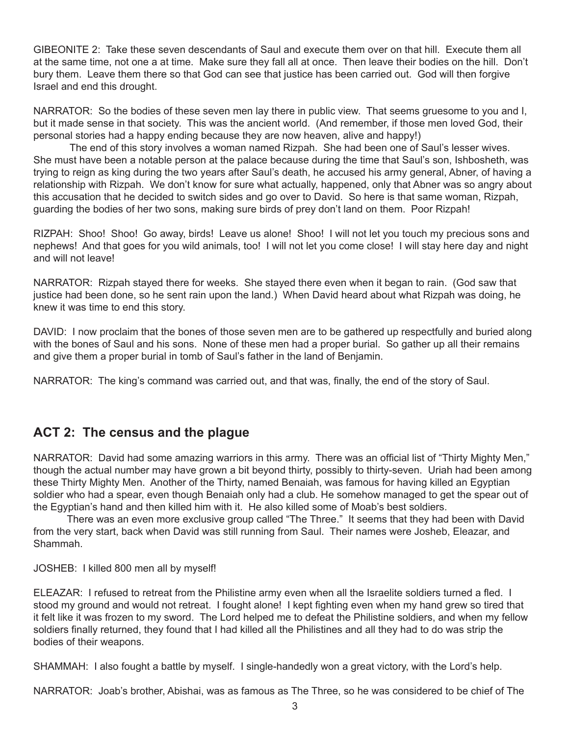GIBEONITE 2: Take these seven descendants of Saul and execute them over on that hill. Execute them all at the same time, not one a at time. Make sure they fall all at once. Then leave their bodies on the hill. Don't bury them. Leave them there so that God can see that justice has been carried out. God will then forgive Israel and end this drought.

NARRATOR: So the bodies of these seven men lay there in public view. That seems gruesome to you and I, but it made sense in that society. This was the ancient world. (And remember, if those men loved God, their personal stories had a happy ending because they are now heaven, alive and happy!)

The end of this story involves a woman named Rizpah. She had been one of Saul's lesser wives. She must have been a notable person at the palace because during the time that Saul's son, Ishbosheth, was trying to reign as king during the two years after Saul's death, he accused his army general, Abner, of having a relationship with Rizpah. We don't know for sure what actually, happened, only that Abner was so angry about this accusation that he decided to switch sides and go over to David. So here is that same woman, Rizpah, guarding the bodies of her two sons, making sure birds of prey don't land on them. Poor Rizpah!

RIZPAH: Shoo! Shoo! Go away, birds! Leave us alone! Shoo! I will not let you touch my precious sons and nephews! And that goes for you wild animals, too! I will not let you come close! I will stay here day and night and will not leave!

NARRATOR: Rizpah stayed there for weeks. She stayed there even when it began to rain. (God saw that justice had been done, so he sent rain upon the land.) When David heard about what Rizpah was doing, he knew it was time to end this story.

DAVID: I now proclaim that the bones of those seven men are to be gathered up respectfully and buried along with the bones of Saul and his sons. None of these men had a proper burial. So gather up all their remains and give them a proper burial in tomb of Saul's father in the land of Benjamin.

NARRATOR: The king's command was carried out, and that was, finally, the end of the story of Saul.

## ACT 2: The census and the plague

NARRATOR: David had some amazing warriors in this army. There was an official list of "Thirty Mighty Men," though the actual number may have grown a bit beyond thirty, possibly to thirty-seven. Uriah had been among these Thirty Mighty Men. Another of the Thirty, named Benaiah, was famous for having killed an Egyptian soldier who had a spear, even though Benaiah only had a club. He somehow managed to get the spear out of the Egyptian's hand and then killed him with it. He also killed some of Moab's best soldiers.

There was an even more exclusive group called "The Three." It seems that they had been with David from the very start, back when David was still running from Saul. Their names were Josheb, Eleazar, and Shammah.

JOSHEB: I killed 800 men all by myself!

ELEAZAR: I refused to retreat from the Philistine army even when all the Israelite soldiers turned a fled. I stood my ground and would not retreat. I fought alone! I kept fighting even when my hand grew so tired that it felt like it was frozen to my sword. The Lord helped me to defeat the Philistine soldiers, and when my fellow soldiers finally returned, they found that I had killed all the Philistines and all they had to do was strip the bodies of their weapons.

SHAMMAH: I also fought a battle by myself. I single-handedly won a great victory, with the Lord's help.

NARRATOR: Joab's brother, Abishai, was as famous as The Three, so he was considered to be chief of The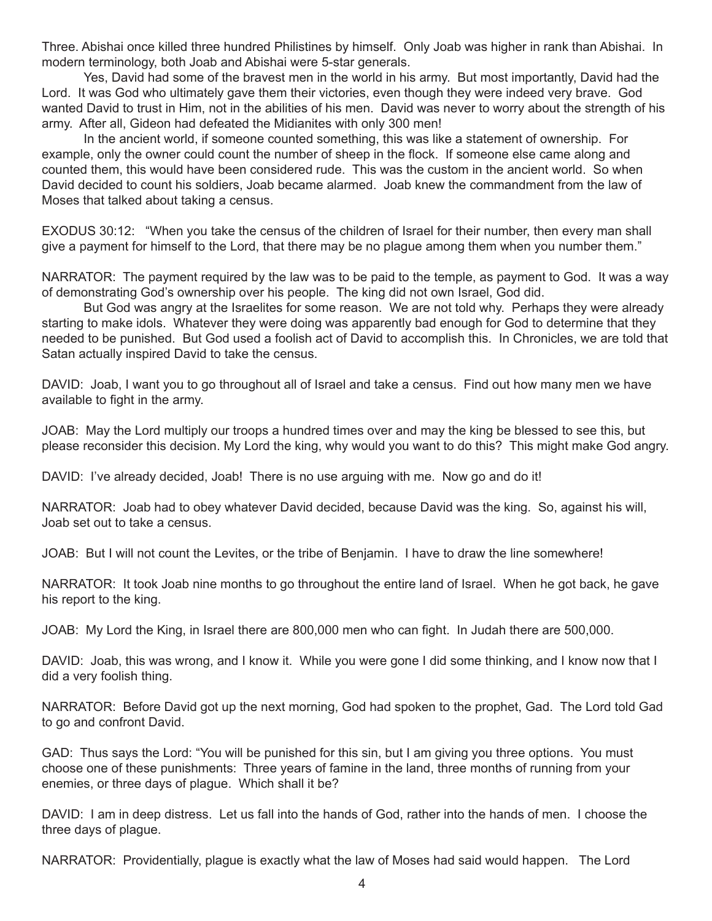Three. Abishai once killed three hundred Philistines by himself. Only Joab was higher in rank than Abishai. In modern terminology, both Joab and Abishai were 5-star generals.

Yes, David had some of the bravest men in the world in his army. But most importantly, David had the Lord. It was God who ultimately gave them their victories, even though they were indeed very brave. God wanted David to trust in Him, not in the abilities of his men. David was never to worry about the strength of his army. After all, Gideon had defeated the Midianites with only 300 men!

In the ancient world, if someone counted something, this was like a statement of ownership. For example, only the owner could count the number of sheep in the flock. If someone else came along and counted them, this would have been considered rude. This was the custom in the ancient world. So when David decided to count his soldiers, Joab became alarmed. Joab knew the commandment from the law of Moses that talked about taking a census.

EXODUS 30:12: "When you take the census of the children of Israel for their number, then every man shall give a payment for himself to the Lord, that there may be no plague among them when you number them."

NARRATOR: The payment required by the law was to be paid to the temple, as payment to God. It was a way of demonstrating God's ownership over his people. The king did not own Israel, God did.

But God was angry at the Israelites for some reason. We are not told why. Perhaps they were already starting to make idols. Whatever they were doing was apparently bad enough for God to determine that they needed to be punished. But God used a foolish act of David to accomplish this. In Chronicles, we are told that Satan actually inspired David to take the census.

DAVID: Joab, I want you to go throughout all of Israel and take a census. Find out how many men we have available to fight in the army.

JOAB: May the Lord multiply our troops a hundred times over and may the king be blessed to see this, but please reconsider this decision. My Lord the king, why would you want to do this? This might make God angry.

DAVID: I've already decided, Joab! There is no use arguing with me. Now go and do it!

NARRATOR: Joab had to obey whatever David decided, because David was the king. So, against his will, Joab set out to take a census.

JOAB: But I will not count the Levites, or the tribe of Benjamin. I have to draw the line somewhere!

NARRATOR: It took Joab nine months to go throughout the entire land of Israel. When he got back, he gave his report to the king.

JOAB: My Lord the King, in Israel there are 800,000 men who can fight. In Judah there are 500,000.

DAVID: Joab, this was wrong, and I know it. While you were gone I did some thinking, and I know now that I did a very foolish thing.

NARRATOR: Before David got up the next morning, God had spoken to the prophet, Gad. The Lord told Gad to go and confront David.

GAD: Thus says the Lord: "You will be punished for this sin, but I am giving you three options. You must choose one of these punishments: Three years of famine in the land, three months of running from your enemies, or three days of plague. Which shall it be?

DAVID: I am in deep distress. Let us fall into the hands of God, rather into the hands of men. I choose the three days of plague.

NARRATOR: Providentially, plague is exactly what the law of Moses had said would happen. The Lord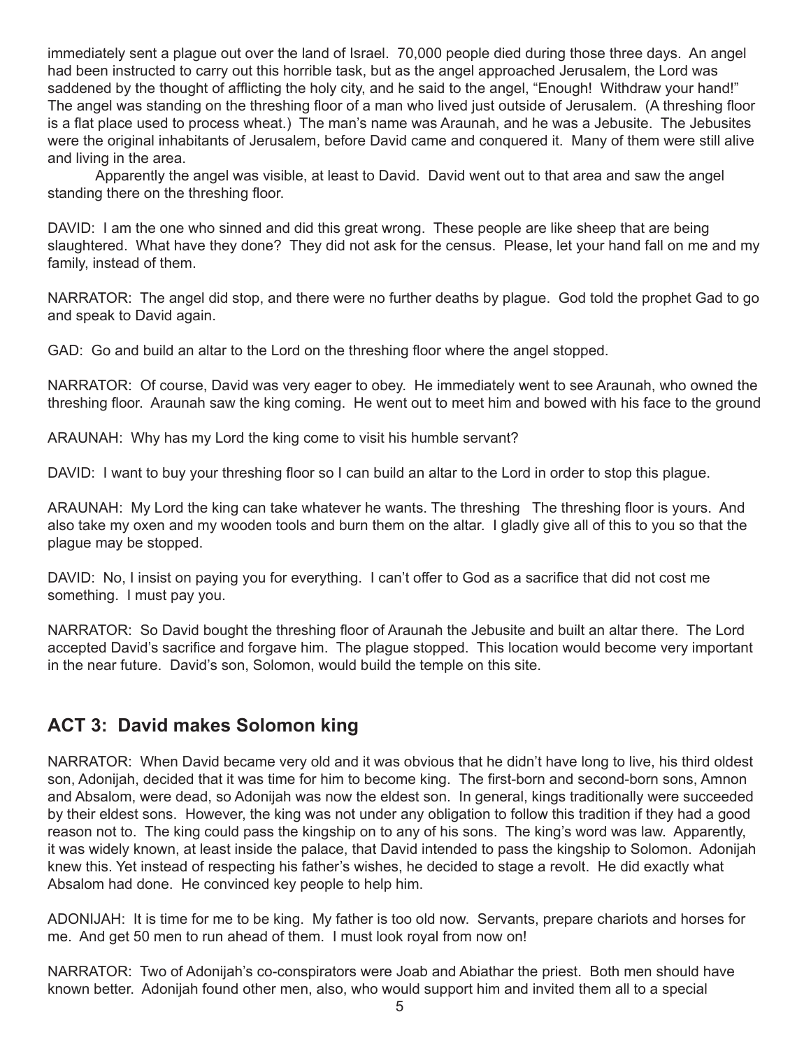immediately sent a plague out over the land of Israel. 70,000 people died during those three days. An angel had been instructed to carry out this horrible task, but as the angel approached Jerusalem, the Lord was saddened by the thought of afflicting the holy city, and he said to the angel, "Enough! Withdraw your hand!" The angel was standing on the threshing floor of a man who lived just outside of Jerusalem. (A threshing floor is a flat place used to process wheat.) The man's name was Araunah, and he was a Jebusite. The Jebusites were the original inhabitants of Jerusalem, before David came and conquered it. Many of them were still alive and living in the area.

Apparently the angel was visible, at least to David. David went out to that area and saw the angel standing there on the threshing floor.

DAVID: I am the one who sinned and did this great wrong. These people are like sheep that are being slaughtered. What have they done? They did not ask for the census. Please, let your hand fall on me and my family, instead of them.

NARRATOR: The angel did stop, and there were no further deaths by plague. God told the prophet Gad to go and speak to David again.

GAD: Go and build an altar to the Lord on the threshing floor where the angel stopped.

NARRATOR: Of course, David was very eager to obey. He immediately went to see Araunah, who owned the threshing floor. Araunah saw the king coming. He went out to meet him and bowed with his face to the ground

ARAUNAH: Why has my Lord the king come to visit his humble servant?

DAVID: I want to buy your threshing floor so I can build an altar to the Lord in order to stop this plague.

ARAUNAH: My Lord the king can take whatever he wants. The threshing The threshing floor is yours. And also take my oxen and my wooden tools and burn them on the altar. I gladly give all of this to you so that the plague may be stopped.

DAVID: No, I insist on paying you for everything. I can't offer to God as a sacrifice that did not cost me something. I must pay you.

NARRATOR: So David bought the threshing floor of Araunah the Jebusite and built an altar there. The Lord accepted David's sacrifice and forgave him. The plague stopped. This location would become very important in the near future. David's son, Solomon, would build the temple on this site.

## ACT 3: David makes Solomon king

NARRATOR: When David became very old and it was obvious that he didn't have long to live, his third oldest son, Adonijah, decided that it was time for him to become king. The first-born and second-born sons, Amnon and Absalom, were dead, so Adonijah was now the eldest son. In general, kings traditionally were succeeded by their eldest sons. However, the king was not under any obligation to follow this tradition if they had a good reason not to. The king could pass the kingship on to any of his sons. The king's word was law. Apparently, it was widely known, at least inside the palace, that David intended to pass the kingship to Solomon. Adonijah knew this. Yet instead of respecting his father's wishes, he decided to stage a revolt. He did exactly what Absalom had done. He convinced key people to help him.

ADONIJAH: It is time for me to be king. My father is too old now. Servants, prepare chariots and horses for me. And get 50 men to run ahead of them. I must look royal from now on!

NARRATOR: Two of Adonijah's co-conspirators were Joab and Abiathar the priest. Both men should have known better. Adonijah found other men, also, who would support him and invited them all to a special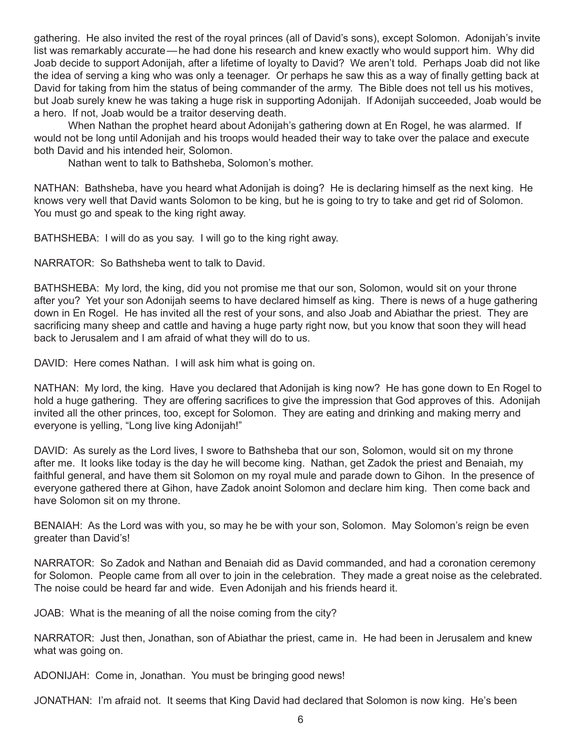gathering. He also invited the rest of the royal princes (all of David's sons), except Solomon. Adonijah's invite list was remarkably accurate — he had done his research and knew exactly who would support him. Why did Joab decide to support Adonijah, after a lifetime of loyalty to David? We aren't told. Perhaps Joab did not like the idea of serving a king who was only a teenager. Or perhaps he saw this as a way of finally getting back at David for taking from him the status of being commander of the army. The Bible does not tell us his motives, but Joab surely knew he was taking a huge risk in supporting Adonijah. If Adonijah succeeded, Joab would be a hero. If not, Joab would be a traitor deserving death.

When Nathan the prophet heard about Adonijah's gathering down at En Rogel, he was alarmed. If would not be long until Adonijah and his troops would headed their way to take over the palace and execute both David and his intended heir, Solomon.

Nathan went to talk to Bathsheba, Solomon's mother.

NATHAN: Bathsheba, have you heard what Adonijah is doing? He is declaring himself as the next king. He knows very well that David wants Solomon to be king, but he is going to try to take and get rid of Solomon. You must go and speak to the king right away.

BATHSHEBA: I will do as you say. I will go to the king right away.

NARRATOR: So Bathsheba went to talk to David.

BATHSHEBA: My lord, the king, did you not promise me that our son, Solomon, would sit on your throne after you? Yet your son Adonijah seems to have declared himself as king. There is news of a huge gathering down in En Rogel. He has invited all the rest of your sons, and also Joab and Abiathar the priest. They are sacrificing many sheep and cattle and having a huge party right now, but you know that soon they will head back to Jerusalem and I am afraid of what they will do to us.

DAVID: Here comes Nathan. I will ask him what is going on.

NATHAN: My lord, the king. Have you declared that Adonijah is king now? He has gone down to En Rogel to hold a huge gathering. They are offering sacrifices to give the impression that God approves of this. Adonijah invited all the other princes, too, except for Solomon. They are eating and drinking and making merry and everyone is yelling, "Long live king Adonijah!"

DAVID: As surely as the Lord lives, I swore to Bathsheba that our son, Solomon, would sit on my throne after me. It looks like today is the day he will become king. Nathan, get Zadok the priest and Benaiah, my faithful general, and have them sit Solomon on my royal mule and parade down to Gihon. In the presence of everyone gathered there at Gihon, have Zadok anoint Solomon and declare him king. Then come back and have Solomon sit on my throne.

BENAIAH: As the Lord was with you, so may he be with your son, Solomon. May Solomon's reign be even greater than David's!

NARRATOR: So Zadok and Nathan and Benaiah did as David commanded, and had a coronation ceremony for Solomon. People came from all over to join in the celebration. They made a great noise as the celebrated. The noise could be heard far and wide. Even Adonijah and his friends heard it.

JOAB: What is the meaning of all the noise coming from the city?

NARRATOR: Just then, Jonathan, son of Abiathar the priest, came in. He had been in Jerusalem and knew what was going on.

ADONIJAH: Come in, Jonathan. You must be bringing good news!

JONATHAN: I'm afraid not. It seems that King David had declared that Solomon is now king. He's been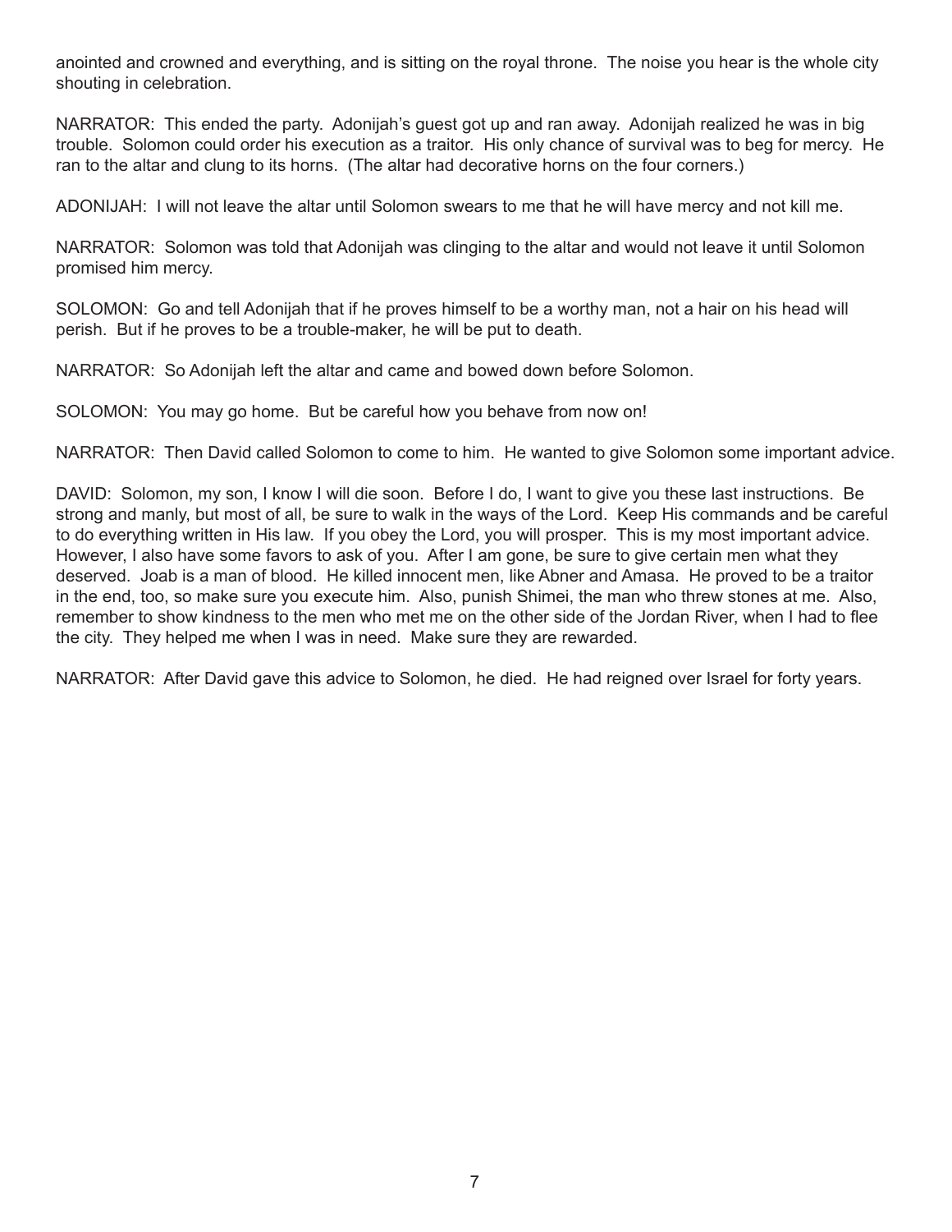anointed and crowned and everything, and is sitting on the royal throne. The noise you hear is the whole city shouting in celebration.

NARRATOR: This ended the party. Adonijah's guest got up and ran away. Adonijah realized he was in big trouble. Solomon could order his execution as a traitor. His only chance of survival was to beg for mercy. He ran to the altar and clung to its horns. (The altar had decorative horns on the four corners.)

ADONIJAH: I will not leave the altar until Solomon swears to me that he will have mercy and not kill me.

NARRATOR: Solomon was told that Adonijah was clinging to the altar and would not leave it until Solomon promised him mercy.

SOLOMON: Go and tell Adonijah that if he proves himself to be a worthy man, not a hair on his head will perish. But if he proves to be a trouble-maker, he will be put to death.

NARRATOR: So Adonijah left the altar and came and bowed down before Solomon.

SOLOMON: You may go home. But be careful how you behave from now on!

NARRATOR: Then David called Solomon to come to him. He wanted to give Solomon some important advice.

DAVID: Solomon, my son, I know I will die soon. Before I do, I want to give you these last instructions. Be strong and manly, but most of all, be sure to walk in the ways of the Lord. Keep His commands and be careful to do everything written in His law. If you obey the Lord, you will prosper. This is my most important advice. However, I also have some favors to ask of you. After I am gone, be sure to give certain men what they deserved. Joab is a man of blood. He killed innocent men, like Abner and Amasa. He proved to be a traitor in the end, too, so make sure you execute him. Also, punish Shimei, the man who threw stones at me. Also, remember to show kindness to the men who met me on the other side of the Jordan River, when I had to flee the city. They helped me when I was in need. Make sure they are rewarded.

NARRATOR: After David gave this advice to Solomon, he died. He had reigned over Israel for forty years.